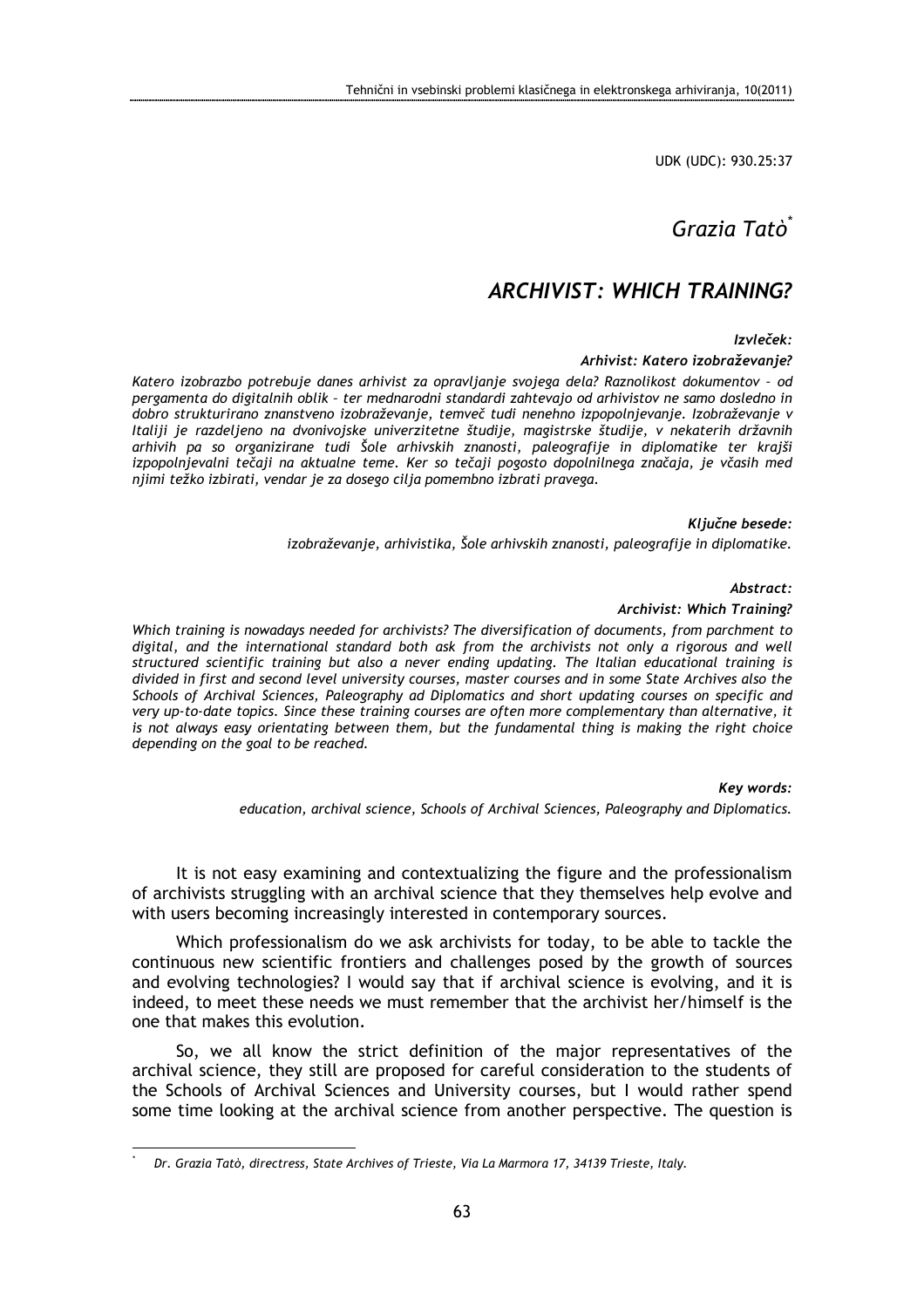UDK (UDC): 930.25:37

*Grazia Tatò*[*]

# *ARCHIVIST: WHICH TRAINING?*

***Izvleček:***

***Arhivist: Katero izobraževanje?***

*Katero izobrazbo potrebuje danes arhivist za opravljanje svojega dela? Raznolikost dokumentov – od pergamenta do digitalnih oblik – ter mednarodni standardi zahtevajo od arhivistov ne samo dosledno in dobro strukturirano znanstveno izobraževanje, temveč tudi nenehno izpopolnjevanje. Izobraževanje v Italiji je razdeljeno na dvonivojske univerzitetne študije, magistrske študije, v nekaterih državnih arhivih pa so organizirane tudi Šole arhivskih znanosti, paleografije in diplomatike ter krajši izpopolnjevalni tečaji na aktualne teme. Ker so tečaji pogosto dopolnilnega značaja, je včasih med njimi težko izbirati, vendar je za dosego cilja pomembno izbrati pravega.*

***Ključne besede:***

*izobraževanje, arhivistika, Šole arhivskih znanosti, paleografije in diplomatike.*

***Abstract:***

***Archivist: Which Training?***

*Which training is nowadays needed for archivists? The diversification of documents, from parchment to digital, and the international standard both ask from the archivists not only a rigorous and well structured scientific training but also a never ending updating. The Italian educational training is divided in first and second level university courses, master courses and in some State Archives also the Schools of Archival Sciences, Paleography ad Diplomatics and short updating courses on specific and very up-to-date topics. Since these training courses are often more complementary than alternative, it is not always easy orientating between them, but the fundamental thing is making the right choice depending on the goal to be reached.*

***Key words:***

*education, archival science, Schools of Archival Sciences, Paleography and Diplomatics.*

It is not easy examining and contextualizing the figure and the professionalism of archivists struggling with an archival science that they themselves help evolve and with users becoming increasingly interested in contemporary sources.

Which professionalism do we ask archivists for today, to be able to tackle the continuous new scientific frontiers and challenges posed by the growth of sources and evolving technologies? I would say that if archival science is evolving, and it is indeed, to meet these needs we must remember that the archivist her/himself is the one that makes this evolution.

So, we all know the strict definition of the major representatives of the archival science, they still are proposed for careful consideration to the students of the Schools of Archival Sciences and University courses, but I would rather spend some time looking at the archival science from another perspective. The question is

[*] *Dr. Grazia Tatò, directress, State Archives of Trieste, Via La Marmora 17, 34139 Trieste, Italy.*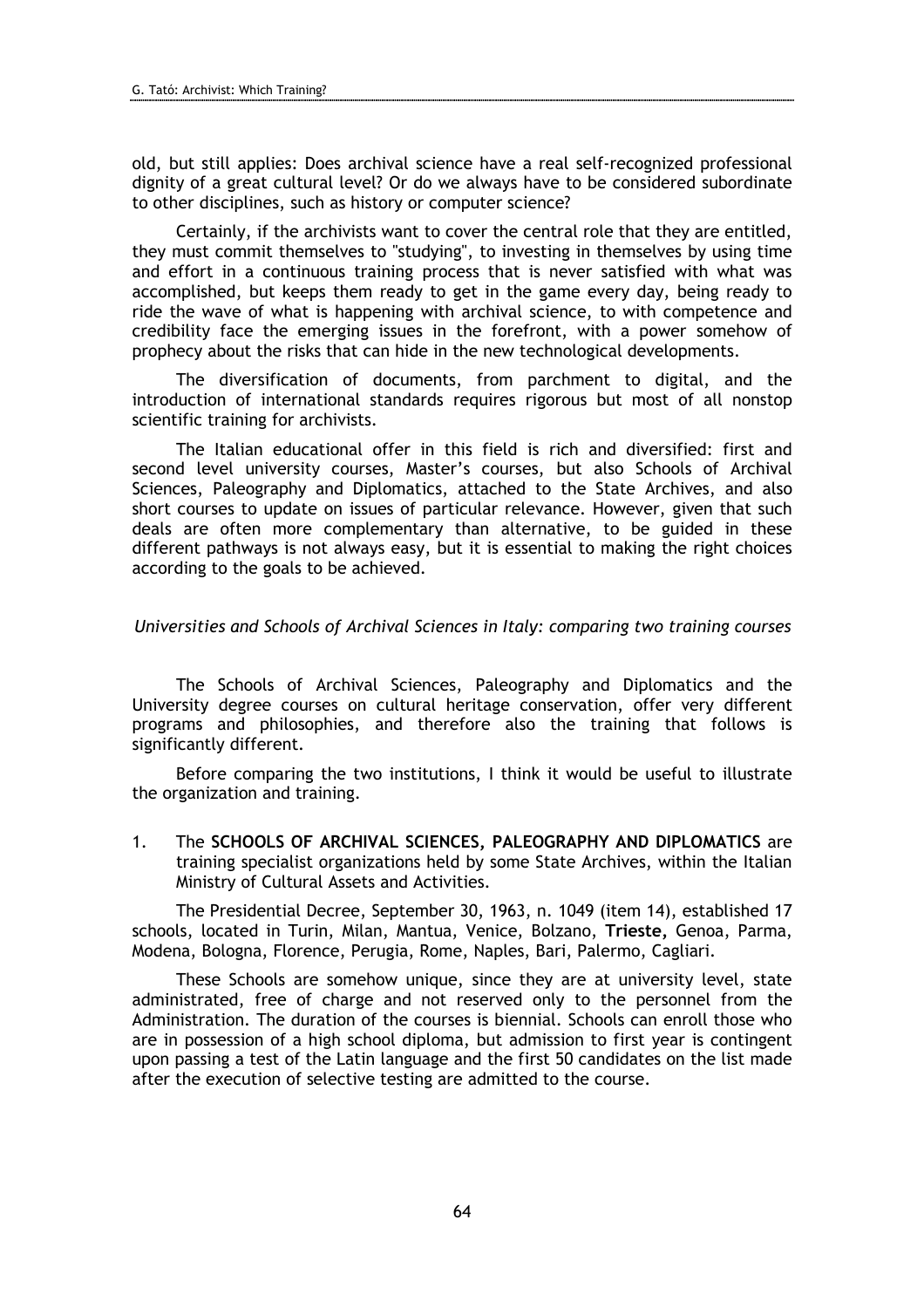old, but still applies: Does archival science have a real self-recognized professional dignity of a great cultural level? Or do we always have to be considered subordinate to other disciplines, such as history or computer science?

Certainly, if the archivists want to cover the central role that they are entitled, they must commit themselves to "studying", to investing in themselves by using time and effort in a continuous training process that is never satisfied with what was accomplished, but keeps them ready to get in the game every day, being ready to ride the wave of what is happening with archival science, to with competence and credibility face the emerging issues in the forefront, with a power somehow of prophecy about the risks that can hide in the new technological developments.

The diversification of documents, from parchment to digital, and the introduction of international standards requires rigorous but most of all nonstop scientific training for archivists.

The Italian educational offer in this field is rich and diversified: first and second level university courses, Master's courses, but also Schools of Archival Sciences, Paleography and Diplomatics, attached to the State Archives, and also short courses to update on issues of particular relevance. However, given that such deals are often more complementary than alternative, to be guided in these different pathways is not always easy, but it is essential to making the right choices according to the goals to be achieved.

*Universities and Schools of Archival Sciences in Italy: comparing two training courses*

The Schools of Archival Sciences, Paleography and Diplomatics and the University degree courses on cultural heritage conservation, offer very different programs and philosophies, and therefore also the training that follows is significantly different.

Before comparing the two institutions, I think it would be useful to illustrate the organization and training.

1. The **SCHOOLS OF ARCHIVAL SCIENCES, PALEOGRAPHY AND DIPLOMATICS** are training specialist organizations held by some State Archives, within the Italian Ministry of Cultural Assets and Activities.

The Presidential Decree, September 30, 1963, n. 1049 (item 14), established 17 schools, located in Turin, Milan, Mantua, Venice, Bolzano, **Trieste,** Genoa, Parma, Modena, Bologna, Florence, Perugia, Rome, Naples, Bari, Palermo, Cagliari.

These Schools are somehow unique, since they are at university level, state administrated, free of charge and not reserved only to the personnel from the Administration. The duration of the courses is biennial. Schools can enroll those who are in possession of a high school diploma, but admission to first year is contingent upon passing a test of the Latin language and the first 50 candidates on the list made after the execution of selective testing are admitted to the course.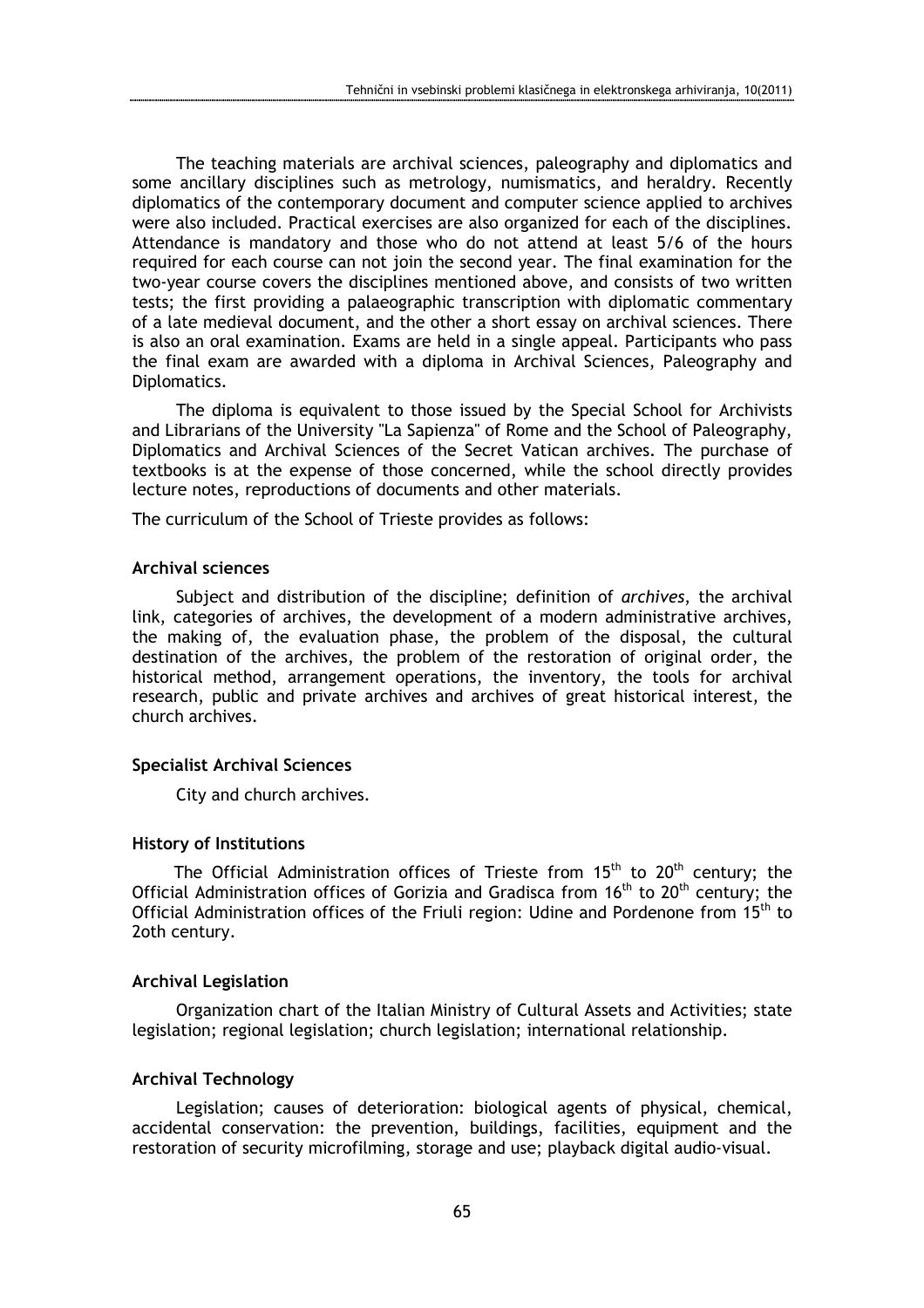The teaching materials are archival sciences, paleography and diplomatics and some ancillary disciplines such as metrology, numismatics, and heraldry. Recently diplomatics of the contemporary document and computer science applied to archives were also included. Practical exercises are also organized for each of the disciplines. Attendance is mandatory and those who do not attend at least 5/6 of the hours required for each course can not join the second year. The final examination for the two-year course covers the disciplines mentioned above, and consists of two written tests; the first providing a palaeographic transcription with diplomatic commentary of a late medieval document, and the other a short essay on archival sciences. There is also an oral examination. Exams are held in a single appeal. Participants who pass the final exam are awarded with a diploma in Archival Sciences, Paleography and Diplomatics.

The diploma is equivalent to those issued by the Special School for Archivists and Librarians of the University "La Sapienza" of Rome and the School of Paleography, Diplomatics and Archival Sciences of the Secret Vatican archives. The purchase of textbooks is at the expense of those concerned, while the school directly provides lecture notes, reproductions of documents and other materials.

The curriculum of the School of Trieste provides as follows:

**Archival sciences**

Subject and distribution of the discipline; definition of *archives*, the archival link, categories of archives, the development of a modern administrative archives, the making of, the evaluation phase, the problem of the disposal, the cultural destination of the archives, the problem of the restoration of original order, the historical method, arrangement operations, the inventory, the tools for archival research, public and private archives and archives of great historical interest, the church archives.

**Specialist Archival Sciences**

City and church archives.

**History of Institutions**

The Official Administration offices of Trieste from 15th to 20th century; the Official Administration offices of Gorizia and Gradisca from 16th to 20th century; the Official Administration offices of the Friuli region: Udine and Pordenone from 15th to 2oth century.

**Archival Legislation**

Organization chart of the Italian Ministry of Cultural Assets and Activities; state legislation; regional legislation; church legislation; international relationship.

**Archival Technology**

Legislation; causes of deterioration: biological agents of physical, chemical, accidental conservation: the prevention, buildings, facilities, equipment and the restoration of security microfilming, storage and use; playback digital audio-visual.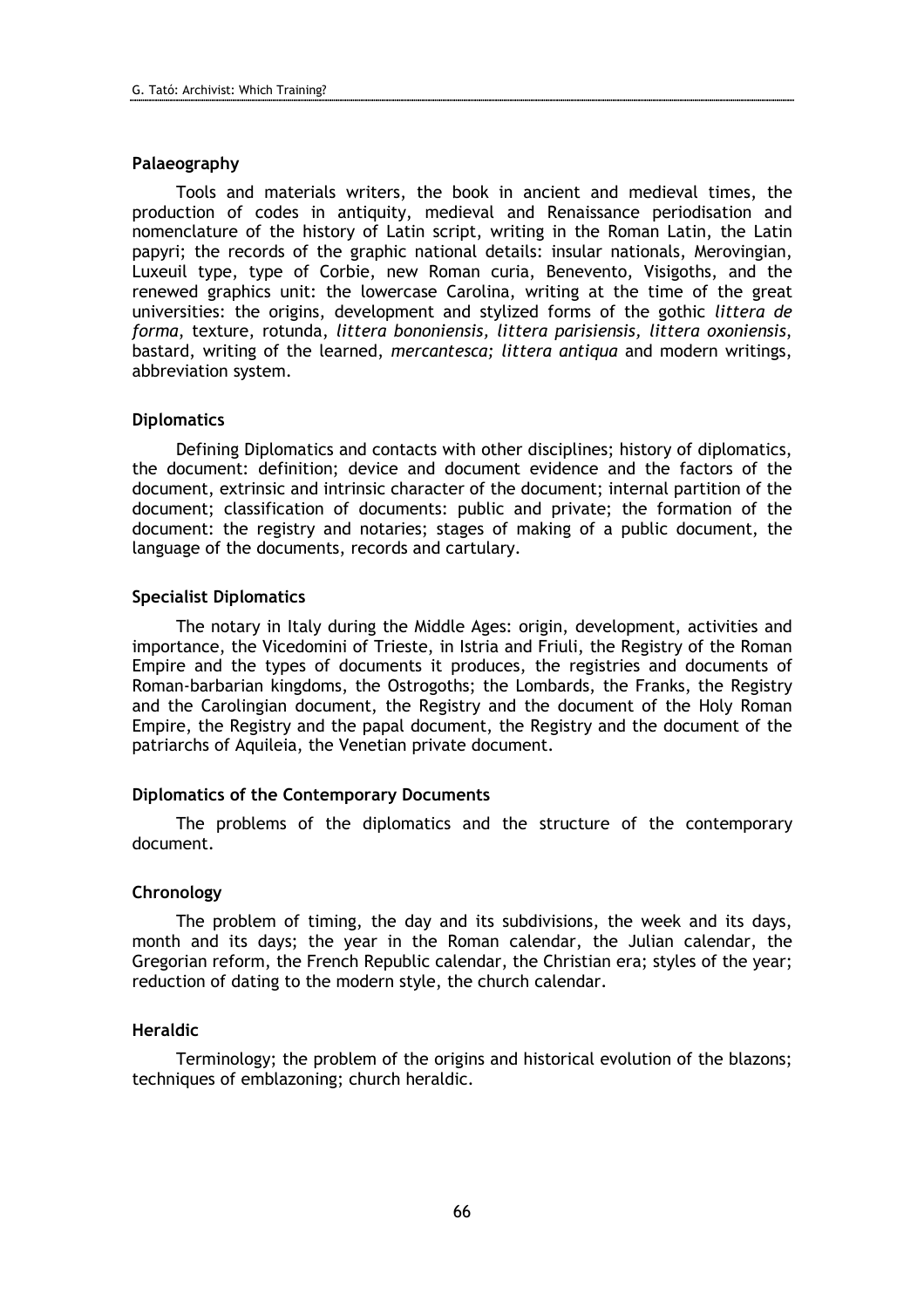#### Palaeography

Tools and materials writers, the book in ancient and medieval times, the production of codes in antiquity, medieval and Renaissance periodisation and nomenclature of the history of Latin script, writing in the Roman Latin, the Latin papyri; the records of the graphic national details: insular nationals, Merovingian, Luxeuil type, type of Corbie, new Roman curia, Benevento, Visigoths, and the renewed graphics unit: the lowercase Carolina, writing at the time of the great universities: the origins, development and stylized forms of the gothic *littera de forma*, texture, rotunda, *littera bononiensis, littera parisiensis, littera oxoniensis*, bastard, writing of the learned, *mercantesca; littera antiqua* and modern writings, abbreviation system.

#### Diplomatics

Defining Diplomatics and contacts with other disciplines; history of diplomatics, the document: definition; device and document evidence and the factors of the document, extrinsic and intrinsic character of the document; internal partition of the document; classification of documents: public and private; the formation of the document: the registry and notaries; stages of making of a public document, the language of the documents, records and cartulary.

#### Specialist Diplomatics

The notary in Italy during the Middle Ages: origin, development, activities and importance, the Vicedomini of Trieste, in Istria and Friuli, the Registry of the Roman Empire and the types of documents it produces, the registries and documents of Roman-barbarian kingdoms, the Ostrogoths; the Lombards, the Franks, the Registry and the Carolingian document, the Registry and the document of the Holy Roman Empire, the Registry and the papal document, the Registry and the document of the patriarchs of Aquileia, the Venetian private document.

#### Diplomatics of the Contemporary Documents

The problems of the diplomatics and the structure of the contemporary document.

#### Chronology

The problem of timing, the day and its subdivisions, the week and its days, month and its days; the year in the Roman calendar, the Julian calendar, the Gregorian reform, the French Republic calendar, the Christian era; styles of the year; reduction of dating to the modern style, the church calendar.

#### Heraldic

Terminology; the problem of the origins and historical evolution of the blazons; techniques of emblazoning; church heraldic.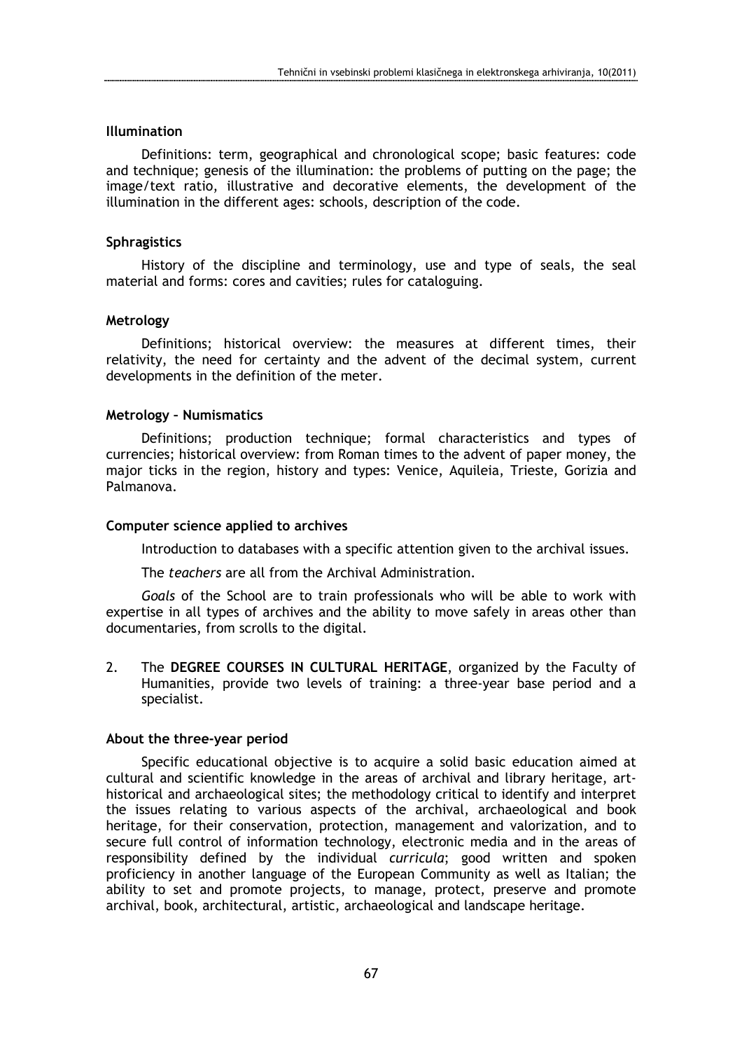### Illumination

Definitions: term, geographical and chronological scope; basic features: code and technique; genesis of the illumination: the problems of putting on the page; the image/text ratio, illustrative and decorative elements, the development of the illumination in the different ages: schools, description of the code.

### Sphragistics

History of the discipline and terminology, use and type of seals, the seal material and forms: cores and cavities; rules for cataloguing.

### Metrology

Definitions; historical overview: the measures at different times, their relativity, the need for certainty and the advent of the decimal system, current developments in the definition of the meter.

### Metrology – Numismatics

Definitions; production technique; formal characteristics and types of currencies; historical overview: from Roman times to the advent of paper money, the major ticks in the region, history and types: Venice, Aquileia, Trieste, Gorizia and Palmanova.

### Computer science applied to archives

Introduction to databases with a specific attention given to the archival issues.

The *teachers* are all from the Archival Administration.

*Goals* of the School are to train professionals who will be able to work with expertise in all types of archives and the ability to move safely in areas other than documentaries, from scrolls to the digital.

2. The **DEGREE COURSES IN CULTURAL HERITAGE**, organized by the Faculty of Humanities, provide two levels of training: a three-year base period and a specialist.

### About the three-year period

Specific educational objective is to acquire a solid basic education aimed at cultural and scientific knowledge in the areas of archival and library heritage, art-historical and archaeological sites; the methodology critical to identify and interpret the issues relating to various aspects of the archival, archaeological and book heritage, for their conservation, protection, management and valorization, and to secure full control of information technology, electronic media and in the areas of responsibility defined by the individual *curricula*; good written and spoken proficiency in another language of the European Community as well as Italian; the ability to set and promote projects, to manage, protect, preserve and promote archival, book, architectural, artistic, archaeological and landscape heritage.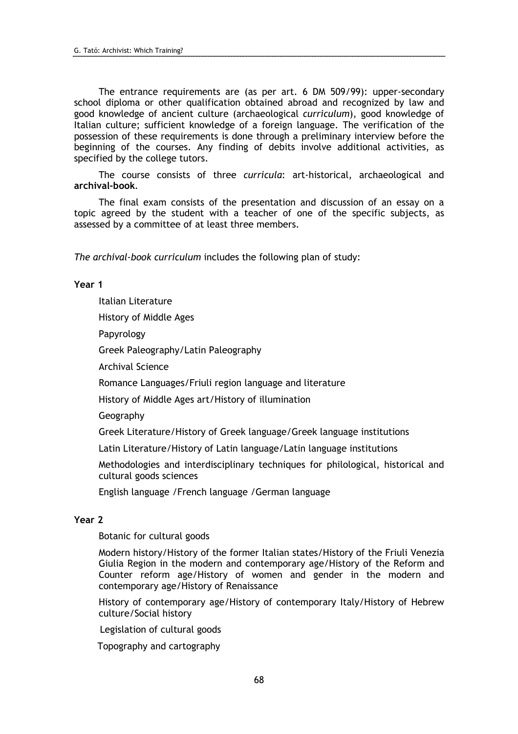The entrance requirements are (as per art. 6 DM 509/99): upper-secondary school diploma or other qualification obtained abroad and recognized by law and good knowledge of ancient culture (archaeological *curriculum*), good knowledge of Italian culture; sufficient knowledge of a foreign language. The verification of the possession of these requirements is done through a preliminary interview before the beginning of the courses. Any finding of debits involve additional activities, as specified by the college tutors.

The course consists of three *curricula*: art-historical, archaeological and **archival-book**.

The final exam consists of the presentation and discussion of an essay on a topic agreed by the student with a teacher of one of the specific subjects, as assessed by a committee of at least three members.

*The archival-book curriculum* includes the following plan of study:

**Year 1**

Italian Literature

History of Middle Ages

Papyrology

Greek Paleography/Latin Paleography

Archival Science

Romance Languages/Friuli region language and literature

History of Middle Ages art/History of illumination

Geography

Greek Literature/History of Greek language/Greek language institutions

Latin Literature/History of Latin language/Latin language institutions

Methodologies and interdisciplinary techniques for philological, historical and cultural goods sciences

English language /French language /German language

**Year 2**

Botanic for cultural goods

Modern history/History of the former Italian states/History of the Friuli Venezia Giulia Region in the modern and contemporary age/History of the Reform and Counter reform age/History of women and gender in the modern and contemporary age/History of Renaissance

History of contemporary age/History of contemporary Italy/History of Hebrew culture/Social history

Legislation of cultural goods

Topography and cartography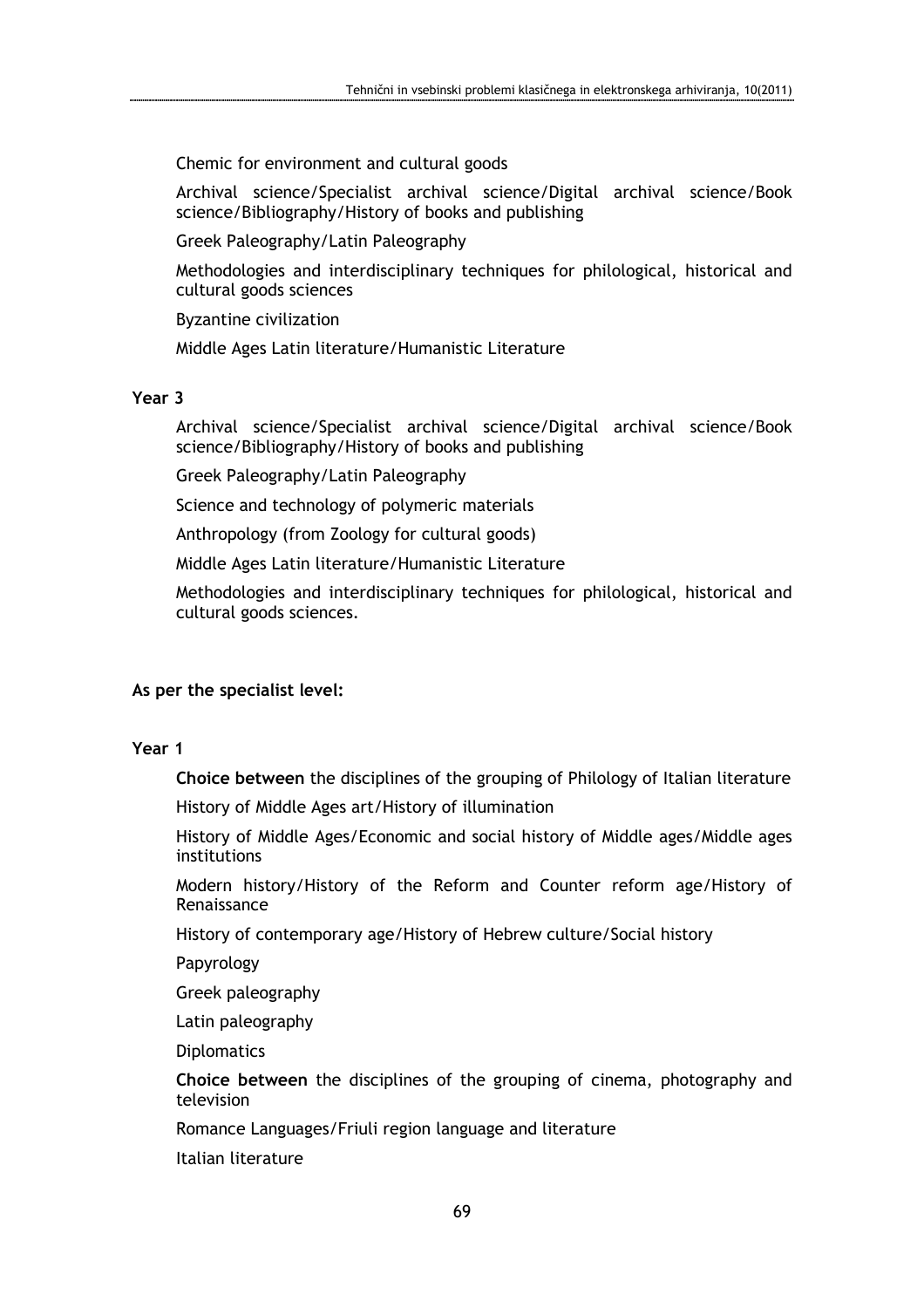Chemic for environment and cultural goods

Archival science/Specialist archival science/Digital archival science/Book science/Bibliography/History of books and publishing

Greek Paleography/Latin Paleography

Methodologies and interdisciplinary techniques for philological, historical and cultural goods sciences

Byzantine civilization

Middle Ages Latin literature/Humanistic Literature

**Year 3**

Archival science/Specialist archival science/Digital archival science/Book science/Bibliography/History of books and publishing

Greek Paleography/Latin Paleography

Science and technology of polymeric materials

Anthropology (from Zoology for cultural goods)

Middle Ages Latin literature/Humanistic Literature

Methodologies and interdisciplinary techniques for philological, historical and cultural goods sciences.

**As per the specialist level:**

**Year 1**

**Choice between** the disciplines of the grouping of Philology of Italian literature

History of Middle Ages art/History of illumination

History of Middle Ages/Economic and social history of Middle ages/Middle ages institutions

Modern history/History of the Reform and Counter reform age/History of Renaissance

History of contemporary age/History of Hebrew culture/Social history

Papyrology

Greek paleography

Latin paleography

Diplomatics

**Choice between** the disciplines of the grouping of cinema, photography and television

Romance Languages/Friuli region language and literature

Italian literature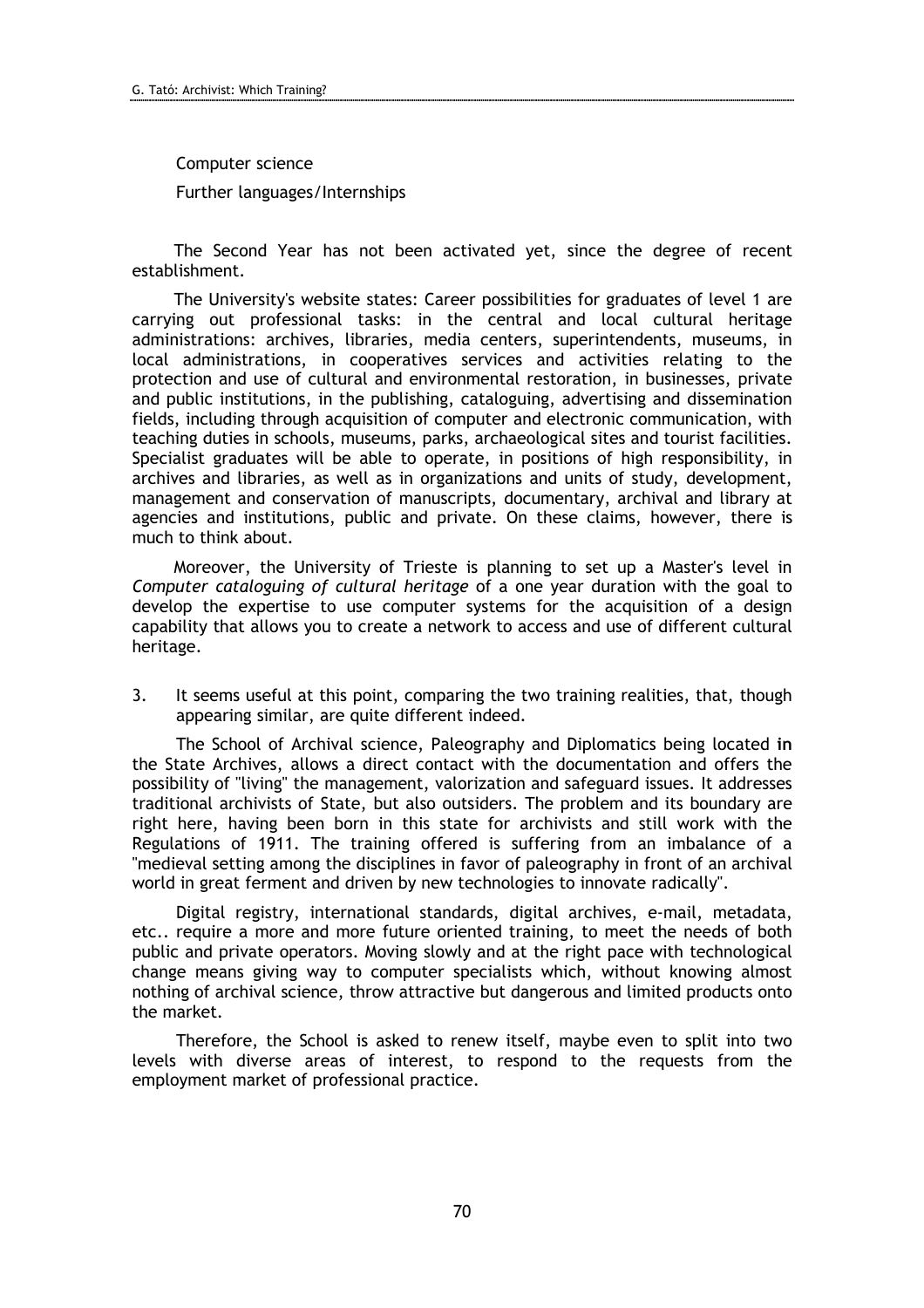Computer science

Further languages/Internships

The Second Year has not been activated yet, since the degree of recent establishment.

The University's website states: Career possibilities for graduates of level 1 are carrying out professional tasks: in the central and local cultural heritage administrations: archives, libraries, media centers, superintendents, museums, in local administrations, in cooperatives services and activities relating to the protection and use of cultural and environmental restoration, in businesses, private and public institutions, in the publishing, cataloguing, advertising and dissemination fields, including through acquisition of computer and electronic communication, with teaching duties in schools, museums, parks, archaeological sites and tourist facilities. Specialist graduates will be able to operate, in positions of high responsibility, in archives and libraries, as well as in organizations and units of study, development, management and conservation of manuscripts, documentary, archival and library at agencies and institutions, public and private. On these claims, however, there is much to think about.

Moreover, the University of Trieste is planning to set up a Master's level in *Computer cataloguing of cultural heritage* of a one year duration with the goal to develop the expertise to use computer systems for the acquisition of a design capability that allows you to create a network to access and use of different cultural heritage.

3. It seems useful at this point, comparing the two training realities, that, though appearing similar, are quite different indeed.

The School of Archival science, Paleography and Diplomatics being located **in** the State Archives, allows a direct contact with the documentation and offers the possibility of "living" the management, valorization and safeguard issues. It addresses traditional archivists of State, but also outsiders. The problem and its boundary are right here, having been born in this state for archivists and still work with the Regulations of 1911. The training offered is suffering from an imbalance of a "medieval setting among the disciplines in favor of paleography in front of an archival world in great ferment and driven by new technologies to innovate radically".

Digital registry, international standards, digital archives, e-mail, metadata, etc.. require a more and more future oriented training, to meet the needs of both public and private operators. Moving slowly and at the right pace with technological change means giving way to computer specialists which, without knowing almost nothing of archival science, throw attractive but dangerous and limited products onto the market.

Therefore, the School is asked to renew itself, maybe even to split into two levels with diverse areas of interest, to respond to the requests from the employment market of professional practice.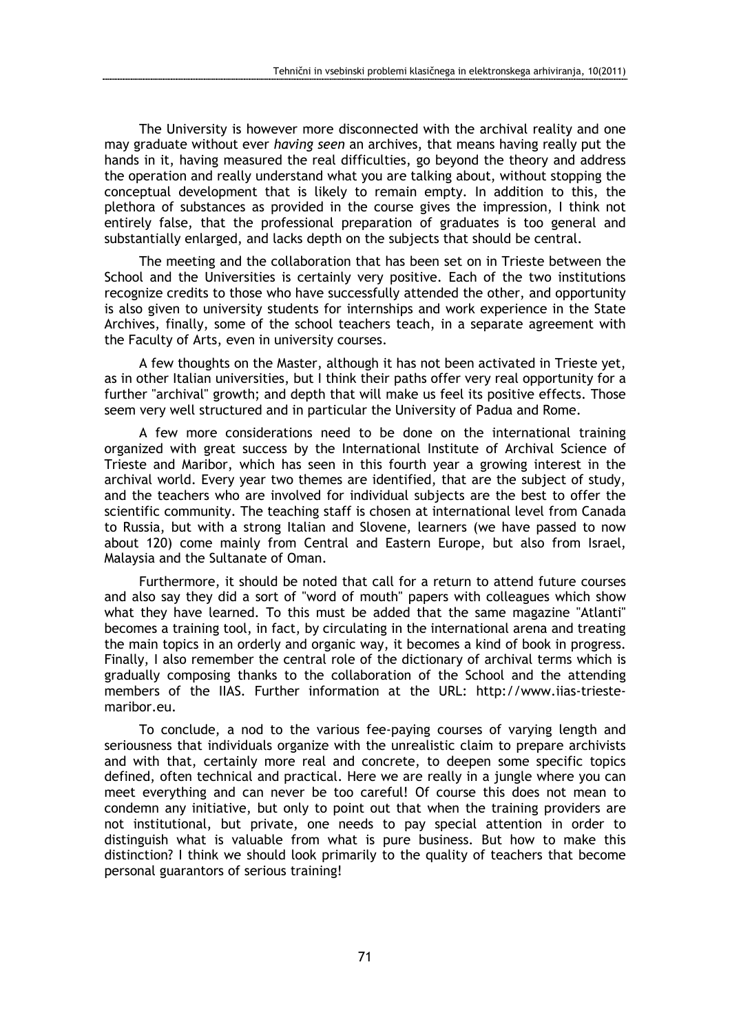The University is however more disconnected with the archival reality and one may graduate without ever *having seen* an archives, that means having really put the hands in it, having measured the real difficulties, go beyond the theory and address the operation and really understand what you are talking about, without stopping the conceptual development that is likely to remain empty. In addition to this, the plethora of substances as provided in the course gives the impression, I think not entirely false, that the professional preparation of graduates is too general and substantially enlarged, and lacks depth on the subjects that should be central.

The meeting and the collaboration that has been set on in Trieste between the School and the Universities is certainly very positive. Each of the two institutions recognize credits to those who have successfully attended the other, and opportunity is also given to university students for internships and work experience in the State Archives, finally, some of the school teachers teach, in a separate agreement with the Faculty of Arts, even in university courses.

A few thoughts on the Master, although it has not been activated in Trieste yet, as in other Italian universities, but I think their paths offer very real opportunity for a further "archival" growth; and depth that will make us feel its positive effects. Those seem very well structured and in particular the University of Padua and Rome.

A few more considerations need to be done on the international training organized with great success by the International Institute of Archival Science of Trieste and Maribor, which has seen in this fourth year a growing interest in the archival world. Every year two themes are identified, that are the subject of study, and the teachers who are involved for individual subjects are the best to offer the scientific community. The teaching staff is chosen at international level from Canada to Russia, but with a strong Italian and Slovene, learners (we have passed to now about 120) come mainly from Central and Eastern Europe, but also from Israel, Malaysia and the Sultanate of Oman.

Furthermore, it should be noted that call for a return to attend future courses and also say they did a sort of "word of mouth" papers with colleagues which show what they have learned. To this must be added that the same magazine "Atlanti" becomes a training tool, in fact, by circulating in the international arena and treating the main topics in an orderly and organic way, it becomes a kind of book in progress. Finally, I also remember the central role of the dictionary of archival terms which is gradually composing thanks to the collaboration of the School and the attending members of the IIAS. Further information at the URL: http://www.iias-trieste-maribor.eu.

To conclude, a nod to the various fee-paying courses of varying length and seriousness that individuals organize with the unrealistic claim to prepare archivists and with that, certainly more real and concrete, to deepen some specific topics defined, often technical and practical. Here we are really in a jungle where you can meet everything and can never be too careful! Of course this does not mean to condemn any initiative, but only to point out that when the training providers are not institutional, but private, one needs to pay special attention in order to distinguish what is valuable from what is pure business. But how to make this distinction? I think we should look primarily to the quality of teachers that become personal guarantors of serious training!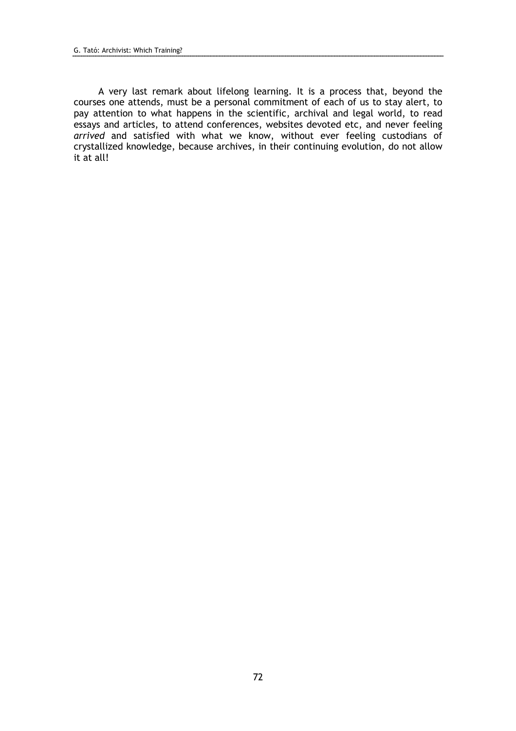A very last remark about lifelong learning. It is a process that, beyond the courses one attends, must be a personal commitment of each of us to stay alert, to pay attention to what happens in the scientific, archival and legal world, to read essays and articles, to attend conferences, websites devoted etc, and never feeling *arrived* and satisfied with what we know, without ever feeling custodians of crystallized knowledge, because archives, in their continuing evolution, do not allow it at all!